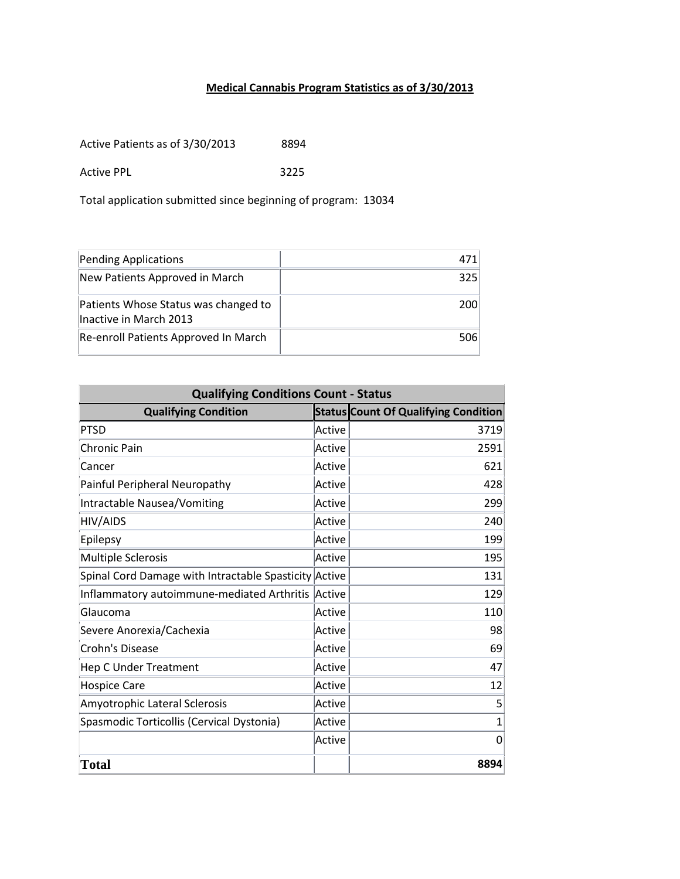**Medical Cannabis Program Statistics as of 3/30/2013**

Active Patients as of 3/30/2013 8894

Active PPL 3225

Total application submitted since beginning of program: 13034

| | |
|---|---|
| Pending Applications | 471 |
| New Patients Approved in March | 325 |
| Patients Whose Status was changed to Inactive in March 2013 | 200 |
| Re-enroll Patients Approved In March | 506 |

| Qualifying Conditions Count - Status | | |
|---|---|---|
| **Qualifying Condition** | **Status** | **Count Of Qualifying Condition** |
| PTSD | Active | 3719 |
| Chronic Pain | Active | 2591 |
| Cancer | Active | 621 |
| Painful Peripheral Neuropathy | Active | 428 |
| Intractable Nausea/Vomiting | Active | 299 |
| HIV/AIDS | Active | 240 |
| Epilepsy | Active | 199 |
| Multiple Sclerosis | Active | 195 |
| Spinal Cord Damage with Intractable Spasticity | Active | 131 |
| Inflammatory autoimmune-mediated Arthritis | Active | 129 |
| Glaucoma | Active | 110 |
| Severe Anorexia/Cachexia | Active | 98 |
| Crohn's Disease | Active | 69 |
| Hep C Under Treatment | Active | 47 |
| Hospice Care | Active | 12 |
| Amyotrophic Lateral Sclerosis | Active | 5 |
| Spasmodic Torticollis (Cervical Dystonia) | Active | 1 |
| | Active | 0 |
| **Total** | | **8894** |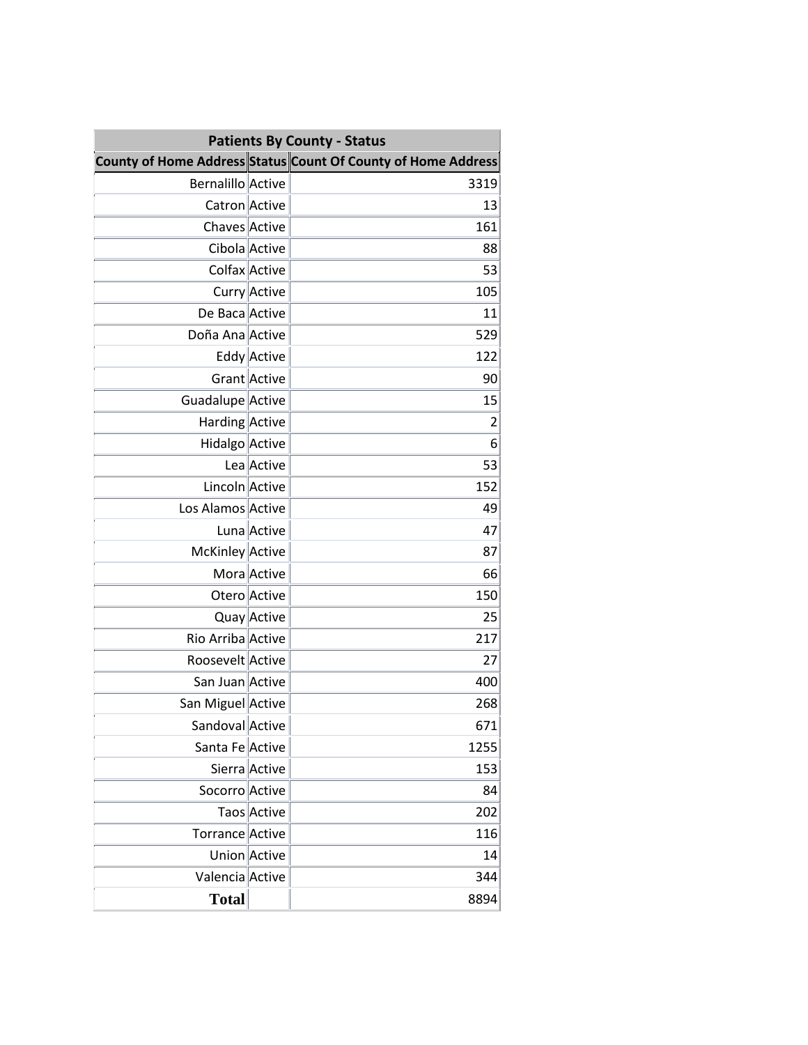| Patients By County - Status | | |
|---|---|---|
| County of Home Address | Status | Count Of County of Home Address |
| Bernalillo | Active | 3319 |
| Catron | Active | 13 |
| Chaves | Active | 161 |
| Cibola | Active | 88 |
| Colfax | Active | 53 |
| Curry | Active | 105 |
| De Baca | Active | 11 |
| Doña Ana | Active | 529 |
| Eddy | Active | 122 |
| Grant | Active | 90 |
| Guadalupe | Active | 15 |
| Harding | Active | 2 |
| Hidalgo | Active | 6 |
| Lea | Active | 53 |
| Lincoln | Active | 152 |
| Los Alamos | Active | 49 |
| Luna | Active | 47 |
| McKinley | Active | 87 |
| Mora | Active | 66 |
| Otero | Active | 150 |
| Quay | Active | 25 |
| Rio Arriba | Active | 217 |
| Roosevelt | Active | 27 |
| San Juan | Active | 400 |
| San Miguel | Active | 268 |
| Sandoval | Active | 671 |
| Santa Fe | Active | 1255 |
| Sierra | Active | 153 |
| Socorro | Active | 84 |
| Taos | Active | 202 |
| Torrance | Active | 116 |
| Union | Active | 14 |
| Valencia | Active | 344 |
| **Total** | | 8894 |